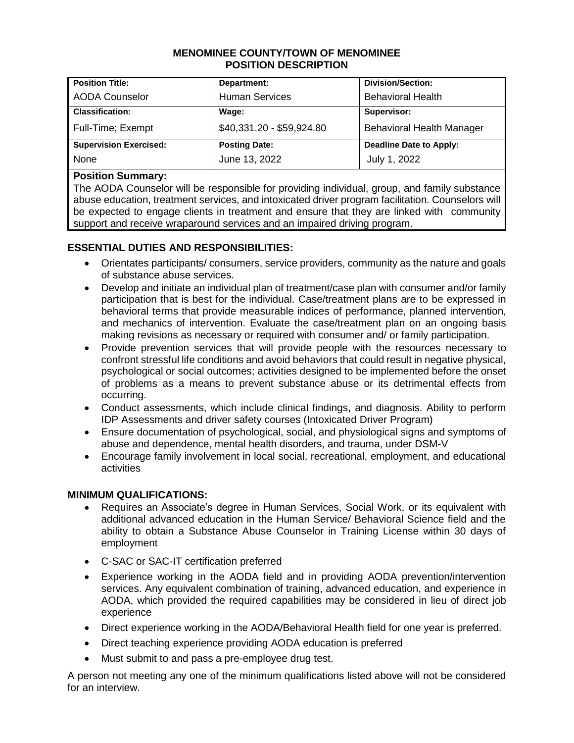# MENOMINEE COUNTY/TOWN OF MENOMINEE
## POSITION DESCRIPTION

| **Position Title:** | **Department:** | **Division/Section:** |
|---|---|---|
| AODA Counselor | Human Services | Behavioral Health |
| **Classification:** | **Wage:** | **Supervisor:** |
| Full-Time; Exempt | $40,331.20 - $59,924.80 | Behavioral Health Manager |
| **Supervision Exercised:** | **Posting Date:** | **Deadline Date to Apply:** |
| None | June 13, 2022 | July 1, 2022 |

**Position Summary:**

The AODA Counselor will be responsible for providing individual, group, and family substance abuse education, treatment services, and intoxicated driver program facilitation. Counselors will be expected to engage clients in treatment and ensure that they are linked with community support and receive wraparound services and an impaired driving program.

### ESSENTIAL DUTIES AND RESPONSIBILITIES:

- Orientates participants/ consumers, service providers, community as the nature and goals of substance abuse services.
- Develop and initiate an individual plan of treatment/case plan with consumer and/or family participation that is best for the individual. Case/treatment plans are to be expressed in behavioral terms that provide measurable indices of performance, planned intervention, and mechanics of intervention. Evaluate the case/treatment plan on an ongoing basis making revisions as necessary or required with consumer and/ or family participation.
- Provide prevention services that will provide people with the resources necessary to confront stressful life conditions and avoid behaviors that could result in negative physical, psychological or social outcomes; activities designed to be implemented before the onset of problems as a means to prevent substance abuse or its detrimental effects from occurring.
- Conduct assessments, which include clinical findings, and diagnosis. Ability to perform IDP Assessments and driver safety courses (Intoxicated Driver Program)
- Ensure documentation of psychological, social, and physiological signs and symptoms of abuse and dependence, mental health disorders, and trauma, under DSM-V
- Encourage family involvement in local social, recreational, employment, and educational activities

### MINIMUM QUALIFICATIONS:

- Requires an Associate's degree in Human Services, Social Work, or its equivalent with additional advanced education in the Human Service/ Behavioral Science field and the ability to obtain a Substance Abuse Counselor in Training License within 30 days of employment
- C-SAC or SAC-IT certification preferred
- Experience working in the AODA field and in providing AODA prevention/intervention services. Any equivalent combination of training, advanced education, and experience in AODA, which provided the required capabilities may be considered in lieu of direct job experience
- Direct experience working in the AODA/Behavioral Health field for one year is preferred.
- Direct teaching experience providing AODA education is preferred
- Must submit to and pass a pre-employee drug test.

A person not meeting any one of the minimum qualifications listed above will not be considered for an interview.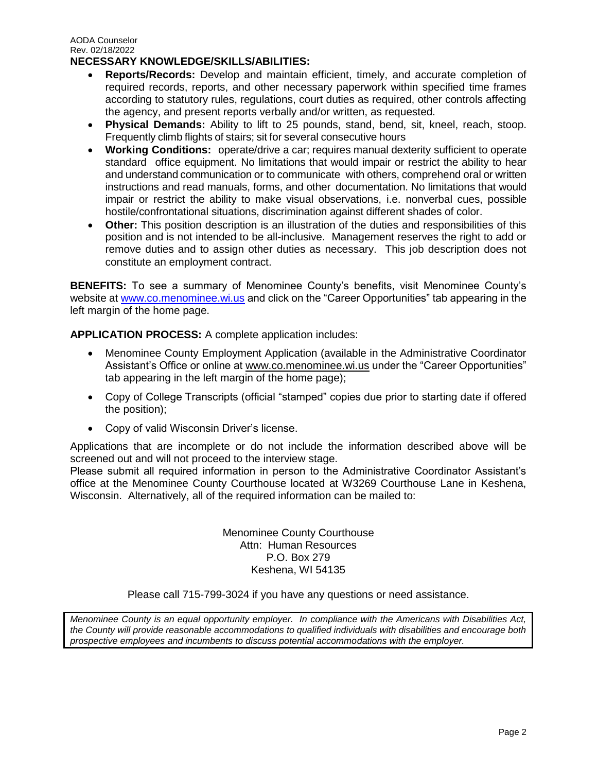**NECESSARY KNOWLEDGE/SKILLS/ABILITIES:**

- **Reports/Records:** Develop and maintain efficient, timely, and accurate completion of required records, reports, and other necessary paperwork within specified time frames according to statutory rules, regulations, court duties as required, other controls affecting the agency, and present reports verbally and/or written, as requested.
- **Physical Demands:** Ability to lift to 25 pounds, stand, bend, sit, kneel, reach, stoop. Frequently climb flights of stairs; sit for several consecutive hours
- **Working Conditions:** operate/drive a car; requires manual dexterity sufficient to operate standard office equipment. No limitations that would impair or restrict the ability to hear and understand communication or to communicate with others, comprehend oral or written instructions and read manuals, forms, and other documentation. No limitations that would impair or restrict the ability to make visual observations, i.e. nonverbal cues, possible hostile/confrontational situations, discrimination against different shades of color.
- **Other:** This position description is an illustration of the duties and responsibilities of this position and is not intended to be all-inclusive. Management reserves the right to add or remove duties and to assign other duties as necessary. This job description does not constitute an employment contract.

**BENEFITS:** To see a summary of Menominee County's benefits, visit Menominee County's website at www.co.menominee.wi.us and click on the "Career Opportunities" tab appearing in the left margin of the home page.

**APPLICATION PROCESS:** A complete application includes:

- Menominee County Employment Application (available in the Administrative Coordinator Assistant's Office or online at www.co.menominee.wi.us under the "Career Opportunities" tab appearing in the left margin of the home page);
- Copy of College Transcripts (official "stamped" copies due prior to starting date if offered the position);
- Copy of valid Wisconsin Driver's license.

Applications that are incomplete or do not include the information described above will be screened out and will not proceed to the interview stage.

Please submit all required information in person to the Administrative Coordinator Assistant's office at the Menominee County Courthouse located at W3269 Courthouse Lane in Keshena, Wisconsin. Alternatively, all of the required information can be mailed to:

Menominee County Courthouse
Attn: Human Resources
P.O. Box 279
Keshena, WI 54135

Please call 715-799-3024 if you have any questions or need assistance.

*Menominee County is an equal opportunity employer. In compliance with the Americans with Disabilities Act, the County will provide reasonable accommodations to qualified individuals with disabilities and encourage both prospective employees and incumbents to discuss potential accommodations with the employer.*